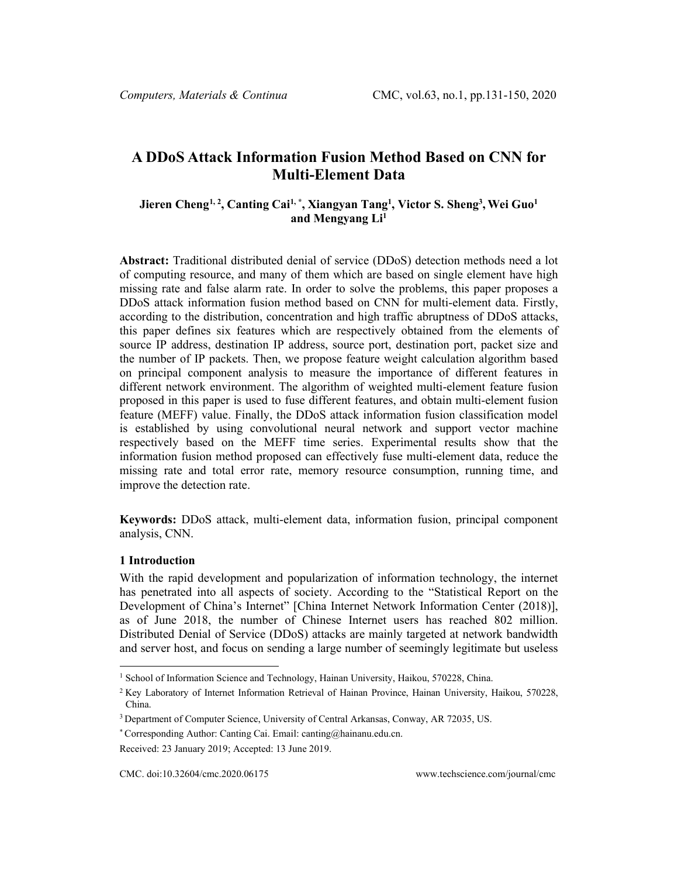#### A DDoS Attack Information Fusion Method Based on CNN for Multi-Element Data

**Jieren Cheng[1, 2], Canting Cai[1, *], Xiangyan Tang[1], Victor S. Sheng[3], Wei Guo[1] and Mengyang Li[1]**

**Abstract:** Traditional distributed denial of service (DDoS) detection methods need a lot of computing resource, and many of them which are based on single element have high missing rate and false alarm rate. In order to solve the problems, this paper proposes a DDoS attack information fusion method based on CNN for multi-element data. Firstly, according to the distribution, concentration and high traffic abruptness of DDoS attacks, this paper defines six features which are respectively obtained from the elements of source IP address, destination IP address, source port, destination port, packet size and the number of IP packets. Then, we propose feature weight calculation algorithm based on principal component analysis to measure the importance of different features in different network environment. The algorithm of weighted multi-element feature fusion proposed in this paper is used to fuse different features, and obtain multi-element fusion feature (MEFF) value. Finally, the DDoS attack information fusion classification model is established by using convolutional neural network and support vector machine respectively based on the MEFF time series. Experimental results show that the information fusion method proposed can effectively fuse multi-element data, reduce the missing rate and total error rate, memory resource consumption, running time, and improve the detection rate.

**Keywords:** DDoS attack, multi-element data, information fusion, principal component analysis, CNN.

## 1 Introduction

With the rapid development and popularization of information technology, the internet has penetrated into all aspects of society. According to the "Statistical Report on the Development of China's Internet" [China Internet Network Information Center (2018)], as of June 2018, the number of Chinese Internet users has reached 802 million. Distributed Denial of Service (DDoS) attacks are mainly targeted at network bandwidth and server host, and focus on sending a large number of seemingly legitimate but useless

---

[1] School of Information Science and Technology, Hainan University, Haikou, 570228, China.

[2] Key Laboratory of Internet Information Retrieval of Hainan Province, Hainan University, Haikou, 570228, China.

[3] Department of Computer Science, University of Central Arkansas, Conway, AR 72035, US.

[*] Corresponding Author: Canting Cai. Email: canting@hainanu.edu.cn.

Received: 23 January 2019; Accepted: 13 June 2019.

CMC. doi:10.32604/cmc.2020.06175 www.techscience.com/journal/cmc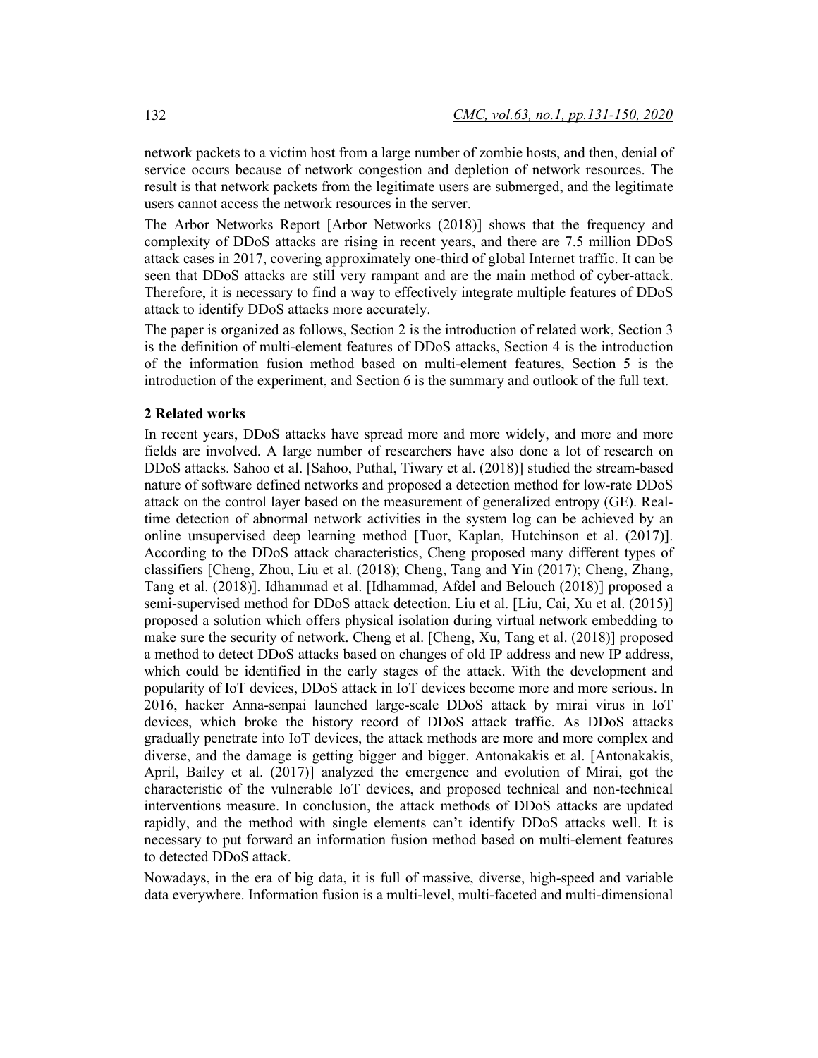network packets to a victim host from a large number of zombie hosts, and then, denial of service occurs because of network congestion and depletion of network resources. The result is that network packets from the legitimate users are submerged, and the legitimate users cannot access the network resources in the server.

The Arbor Networks Report [Arbor Networks (2018)] shows that the frequency and complexity of DDoS attacks are rising in recent years, and there are 7.5 million DDoS attack cases in 2017, covering approximately one-third of global Internet traffic. It can be seen that DDoS attacks are still very rampant and are the main method of cyber-attack. Therefore, it is necessary to find a way to effectively integrate multiple features of DDoS attack to identify DDoS attacks more accurately.

The paper is organized as follows, Section 2 is the introduction of related work, Section 3 is the definition of multi-element features of DDoS attacks, Section 4 is the introduction of the information fusion method based on multi-element features, Section 5 is the introduction of the experiment, and Section 6 is the summary and outlook of the full text.

## 2 Related works

In recent years, DDoS attacks have spread more and more widely, and more and more fields are involved. A large number of researchers have also done a lot of research on DDoS attacks. Sahoo et al. [Sahoo, Puthal, Tiwary et al. (2018)] studied the stream-based nature of software defined networks and proposed a detection method for low-rate DDoS attack on the control layer based on the measurement of generalized entropy (GE). Real-time detection of abnormal network activities in the system log can be achieved by an online unsupervised deep learning method [Tuor, Kaplan, Hutchinson et al. (2017)]. According to the DDoS attack characteristics, Cheng proposed many different types of classifiers [Cheng, Zhou, Liu et al. (2018); Cheng, Tang and Yin (2017); Cheng, Zhang, Tang et al. (2018)]. Idhammad et al. [Idhammad, Afdel and Belouch (2018)] proposed a semi-supervised method for DDoS attack detection. Liu et al. [Liu, Cai, Xu et al. (2015)] proposed a solution which offers physical isolation during virtual network embedding to make sure the security of network. Cheng et al. [Cheng, Xu, Tang et al. (2018)] proposed a method to detect DDoS attacks based on changes of old IP address and new IP address, which could be identified in the early stages of the attack. With the development and popularity of IoT devices, DDoS attack in IoT devices become more and more serious. In 2016, hacker Anna-senpai launched large-scale DDoS attack by mirai virus in IoT devices, which broke the history record of DDoS attack traffic. As DDoS attacks gradually penetrate into IoT devices, the attack methods are more and more complex and diverse, and the damage is getting bigger and bigger. Antonakakis et al. [Antonakakis, April, Bailey et al. (2017)] analyzed the emergence and evolution of Mirai, got the characteristic of the vulnerable IoT devices, and proposed technical and non-technical interventions measure. In conclusion, the attack methods of DDoS attacks are updated rapidly, and the method with single elements can't identify DDoS attacks well. It is necessary to put forward an information fusion method based on multi-element features to detected DDoS attack.

Nowadays, in the era of big data, it is full of massive, diverse, high-speed and variable data everywhere. Information fusion is a multi-level, multi-faceted and multi-dimensional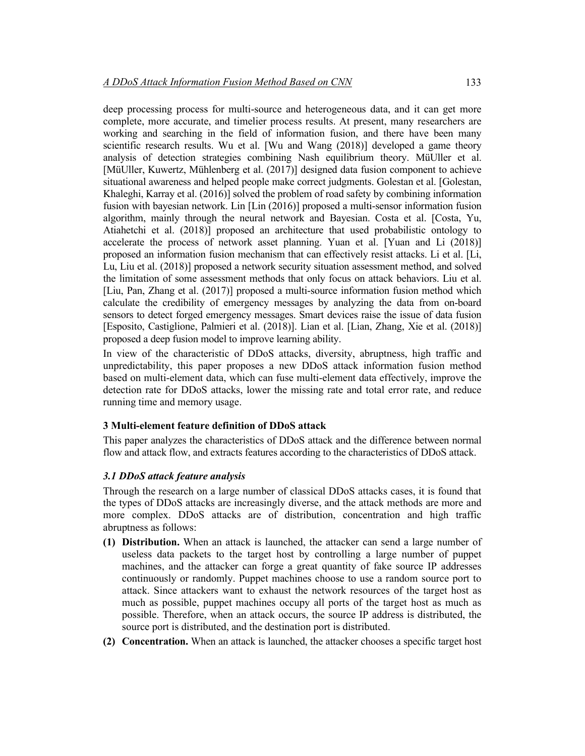deep processing process for multi-source and heterogeneous data, and it can get more complete, more accurate, and timelier process results. At present, many researchers are working and searching in the field of information fusion, and there have been many scientific research results. Wu et al. [Wu and Wang (2018)] developed a game theory analysis of detection strategies combining Nash equilibrium theory. MüUller et al. [MüUller, Kuwertz, Mühlenberg et al. (2017)] designed data fusion component to achieve situational awareness and helped people make correct judgments. Golestan et al. [Golestan, Khaleghi, Karray et al. (2016)] solved the problem of road safety by combining information fusion with bayesian network. Lin [Lin (2016)] proposed a multi-sensor information fusion algorithm, mainly through the neural network and Bayesian. Costa et al. [Costa, Yu, Atiahetchi et al. (2018)] proposed an architecture that used probabilistic ontology to accelerate the process of network asset planning. Yuan et al. [Yuan and Li (2018)] proposed an information fusion mechanism that can effectively resist attacks. Li et al. [Li, Lu, Liu et al. (2018)] proposed a network security situation assessment method, and solved the limitation of some assessment methods that only focus on attack behaviors. Liu et al. [Liu, Pan, Zhang et al. (2017)] proposed a multi-source information fusion method which calculate the credibility of emergency messages by analyzing the data from on-board sensors to detect forged emergency messages. Smart devices raise the issue of data fusion [Esposito, Castiglione, Palmieri et al. (2018)]. Lian et al. [Lian, Zhang, Xie et al. (2018)] proposed a deep fusion model to improve learning ability.

In view of the characteristic of DDoS attacks, diversity, abruptness, high traffic and unpredictability, this paper proposes a new DDoS attack information fusion method based on multi-element data, which can fuse multi-element data effectively, improve the detection rate for DDoS attacks, lower the missing rate and total error rate, and reduce running time and memory usage.

## 3 Multi-element feature definition of DDoS attack

This paper analyzes the characteristics of DDoS attack and the difference between normal flow and attack flow, and extracts features according to the characteristics of DDoS attack.

### *3.1 DDoS attack feature analysis*

Through the research on a large number of classical DDoS attacks cases, it is found that the types of DDoS attacks are increasingly diverse, and the attack methods are more and more complex. DDoS attacks are of distribution, concentration and high traffic abruptness as follows:

**(1) Distribution.** When an attack is launched, the attacker can send a large number of useless data packets to the target host by controlling a large number of puppet machines, and the attacker can forge a great quantity of fake source IP addresses continuously or randomly. Puppet machines choose to use a random source port to attack. Since attackers want to exhaust the network resources of the target host as much as possible, puppet machines occupy all ports of the target host as much as possible. Therefore, when an attack occurs, the source IP address is distributed, the source port is distributed, and the destination port is distributed.

**(2) Concentration.** When an attack is launched, the attacker chooses a specific target host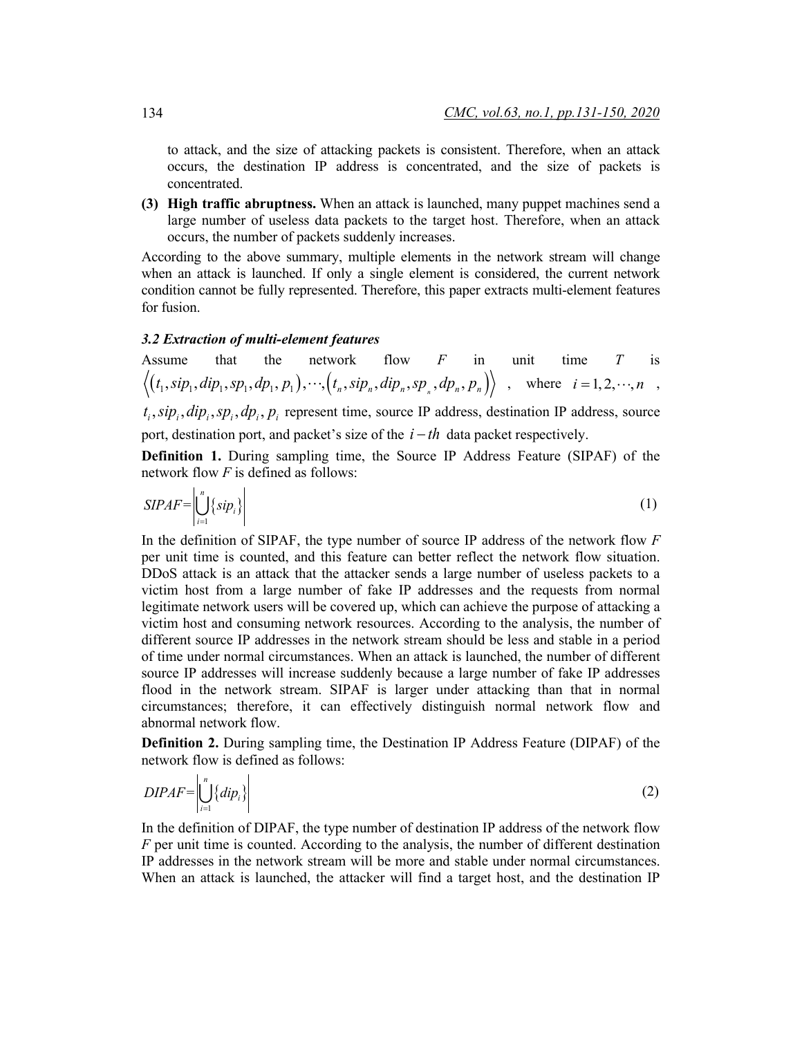to attack, and the size of attacking packets is consistent. Therefore, when an attack occurs, the destination IP address is concentrated, and the size of packets is concentrated.

**(3) High traffic abruptness.** When an attack is launched, many puppet machines send a large number of useless data packets to the target host. Therefore, when an attack occurs, the number of packets suddenly increases.

According to the above summary, multiple elements in the network stream will change when an attack is launched. If only a single element is considered, the current network condition cannot be fully represented. Therefore, this paper extracts multi-element features for fusion.

### *3.2 Extraction of multi-element features*

Assume that the network flow *F* in unit time *T* is $\left\langle \left(t_1, sip_1, dip_1, sp_1, dp_1, p_1\right), \cdots, \left(t_n, sip_n, dip_n, sp_n, dp_n, p_n\right) \right\rangle$, where $i = 1, 2, \cdots, n$, $t_i, sip_i, dip_i, sp_i, dp_i, p_i$ represent time, source IP address, destination IP address, source port, destination port, and packet's size of the $i-th$ data packet respectively.

**Definition 1.** During sampling time, the Source IP Address Feature (SIPAF) of the network flow *F* is defined as follows:

$$SIPAF = \left| \bigcup_{i=1}^{n} \{sip_i\} \right| \tag{1}$$

In the definition of SIPAF, the type number of source IP address of the network flow *F* per unit time is counted, and this feature can better reflect the network flow situation. DDoS attack is an attack that the attacker sends a large number of useless packets to a victim host from a large number of fake IP addresses and the requests from normal legitimate network users will be covered up, which can achieve the purpose of attacking a victim host and consuming network resources. According to the analysis, the number of different source IP addresses in the network stream should be less and stable in a period of time under normal circumstances. When an attack is launched, the number of different source IP addresses will increase suddenly because a large number of fake IP addresses flood in the network stream. SIPAF is larger under attacking than that in normal circumstances; therefore, it can effectively distinguish normal network flow and abnormal network flow.

**Definition 2.** During sampling time, the Destination IP Address Feature (DIPAF) of the network flow is defined as follows:

$$DIPAF = \left| \bigcup_{i=1}^{n} \{dip_i\} \right| \tag{2}$$

In the definition of DIPAF, the type number of destination IP address of the network flow *F* per unit time is counted. According to the analysis, the number of different destination IP addresses in the network stream will be more and stable under normal circumstances. When an attack is launched, the attacker will find a target host, and the destination IP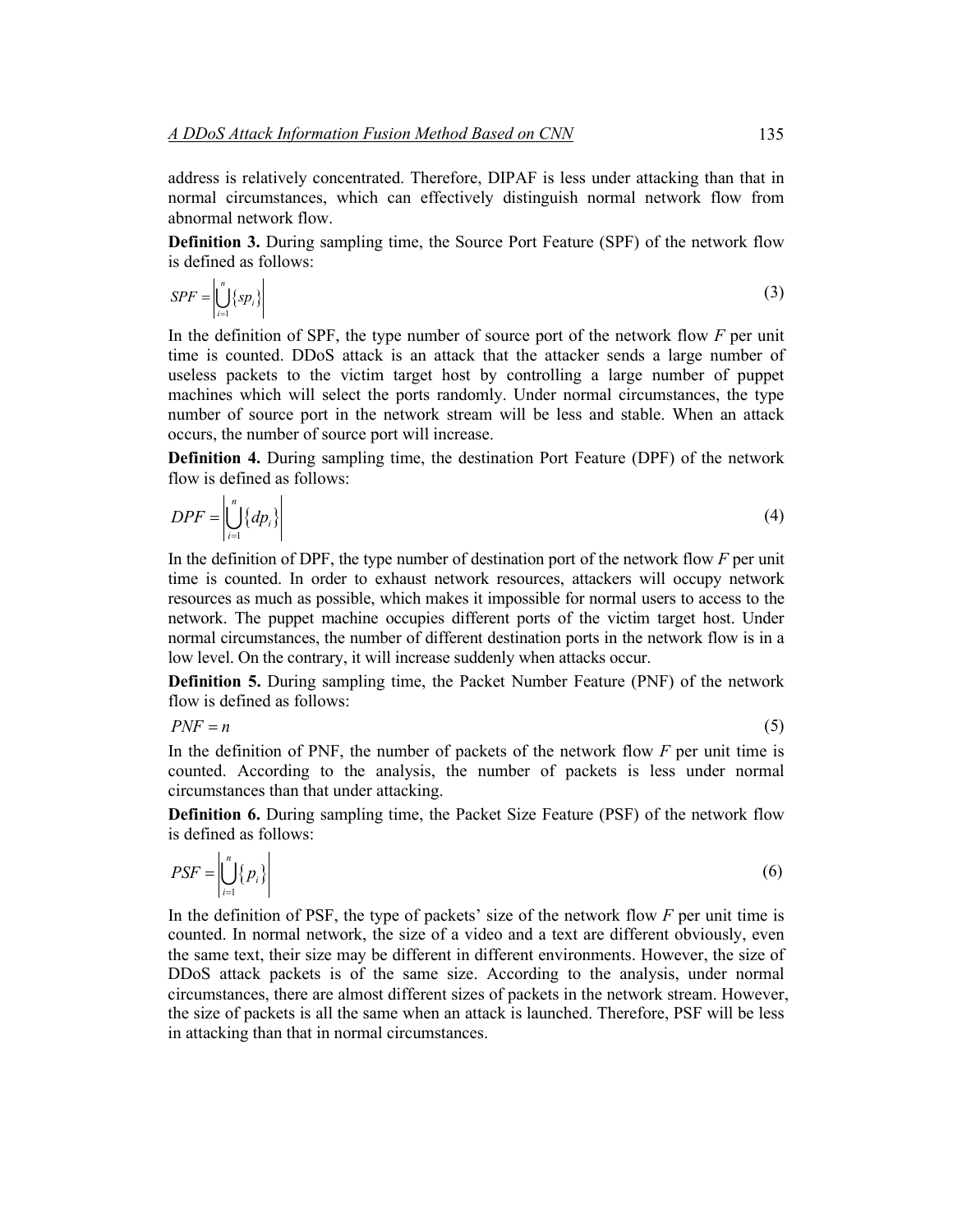address is relatively concentrated. Therefore, DIPAF is less under attacking than that in normal circumstances, which can effectively distinguish normal network flow from abnormal network flow.

**Definition 3.** During sampling time, the Source Port Feature (SPF) of the network flow is defined as follows:

$$SPF = \left| \bigcup_{i=1}^{n} \{sp_i\} \right| \tag{3}$$

In the definition of SPF, the type number of source port of the network flow *F* per unit time is counted. DDoS attack is an attack that the attacker sends a large number of useless packets to the victim target host by controlling a large number of puppet machines which will select the ports randomly. Under normal circumstances, the type number of source port in the network stream will be less and stable. When an attack occurs, the number of source port will increase.

**Definition 4.** During sampling time, the destination Port Feature (DPF) of the network flow is defined as follows:

$$DPF = \left| \bigcup_{i=1}^{n} \{dp_i\} \right| \tag{4}$$

In the definition of DPF, the type number of destination port of the network flow *F* per unit time is counted. In order to exhaust network resources, attackers will occupy network resources as much as possible, which makes it impossible for normal users to access to the network. The puppet machine occupies different ports of the victim target host. Under normal circumstances, the number of different destination ports in the network flow is in a low level. On the contrary, it will increase suddenly when attacks occur.

**Definition 5.** During sampling time, the Packet Number Feature (PNF) of the network flow is defined as follows:

$$PNF = n \tag{5}$$

In the definition of PNF, the number of packets of the network flow *F* per unit time is counted. According to the analysis, the number of packets is less under normal circumstances than that under attacking.

**Definition 6.** During sampling time, the Packet Size Feature (PSF) of the network flow is defined as follows:

$$PSF = \left| \bigcup_{i=1}^{n} \{p_i\} \right| \tag{6}$$

In the definition of PSF, the type of packets' size of the network flow *F* per unit time is counted. In normal network, the size of a video and a text are different obviously, even the same text, their size may be different in different environments. However, the size of DDoS attack packets is of the same size. According to the analysis, under normal circumstances, there are almost different sizes of packets in the network stream. However, the size of packets is all the same when an attack is launched. Therefore, PSF will be less in attacking than that in normal circumstances.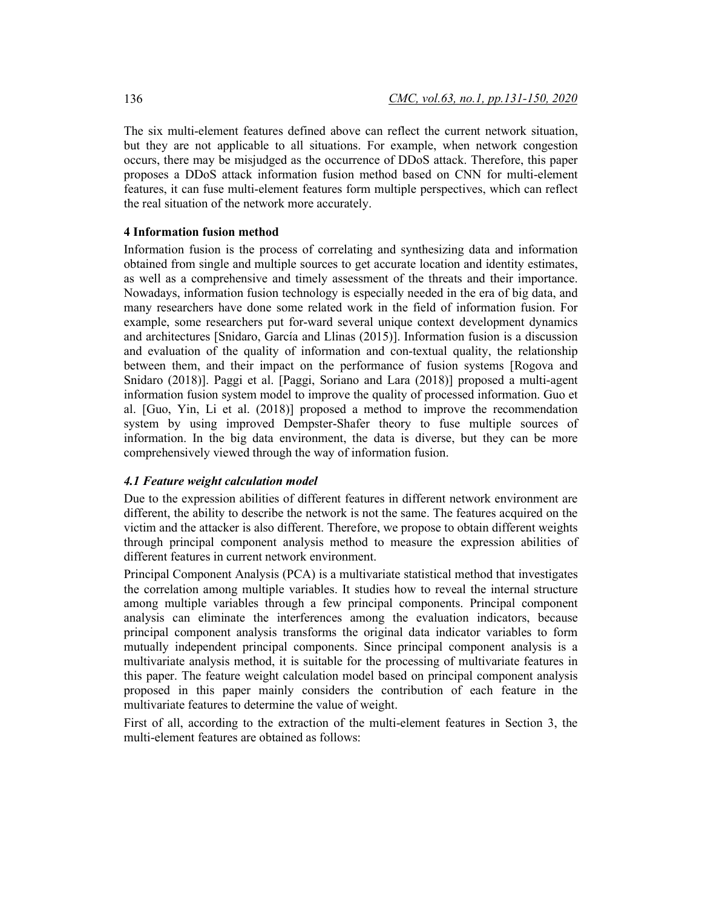The six multi-element features defined above can reflect the current network situation, but they are not applicable to all situations. For example, when network congestion occurs, there may be misjudged as the occurrence of DDoS attack. Therefore, this paper proposes a DDoS attack information fusion method based on CNN for multi-element features, it can fuse multi-element features form multiple perspectives, which can reflect the real situation of the network more accurately.

## 4 Information fusion method

Information fusion is the process of correlating and synthesizing data and information obtained from single and multiple sources to get accurate location and identity estimates, as well as a comprehensive and timely assessment of the threats and their importance. Nowadays, information fusion technology is especially needed in the era of big data, and many researchers have done some related work in the field of information fusion. For example, some researchers put for-ward several unique context development dynamics and architectures [Snidaro, García and Llinas (2015)]. Information fusion is a discussion and evaluation of the quality of information and con-textual quality, the relationship between them, and their impact on the performance of fusion systems [Rogova and Snidaro (2018)]. Paggi et al. [Paggi, Soriano and Lara (2018)] proposed a multi-agent information fusion system model to improve the quality of processed information. Guo et al. [Guo, Yin, Li et al. (2018)] proposed a method to improve the recommendation system by using improved Dempster-Shafer theory to fuse multiple sources of information. In the big data environment, the data is diverse, but they can be more comprehensively viewed through the way of information fusion.

### *4.1 Feature weight calculation model*

Due to the expression abilities of different features in different network environment are different, the ability to describe the network is not the same. The features acquired on the victim and the attacker is also different. Therefore, we propose to obtain different weights through principal component analysis method to measure the expression abilities of different features in current network environment.

Principal Component Analysis (PCA) is a multivariate statistical method that investigates the correlation among multiple variables. It studies how to reveal the internal structure among multiple variables through a few principal components. Principal component analysis can eliminate the interferences among the evaluation indicators, because principal component analysis transforms the original data indicator variables to form mutually independent principal components. Since principal component analysis is a multivariate analysis method, it is suitable for the processing of multivariate features in this paper. The feature weight calculation model based on principal component analysis proposed in this paper mainly considers the contribution of each feature in the multivariate features to determine the value of weight.

First of all, according to the extraction of the multi-element features in Section 3, the multi-element features are obtained as follows: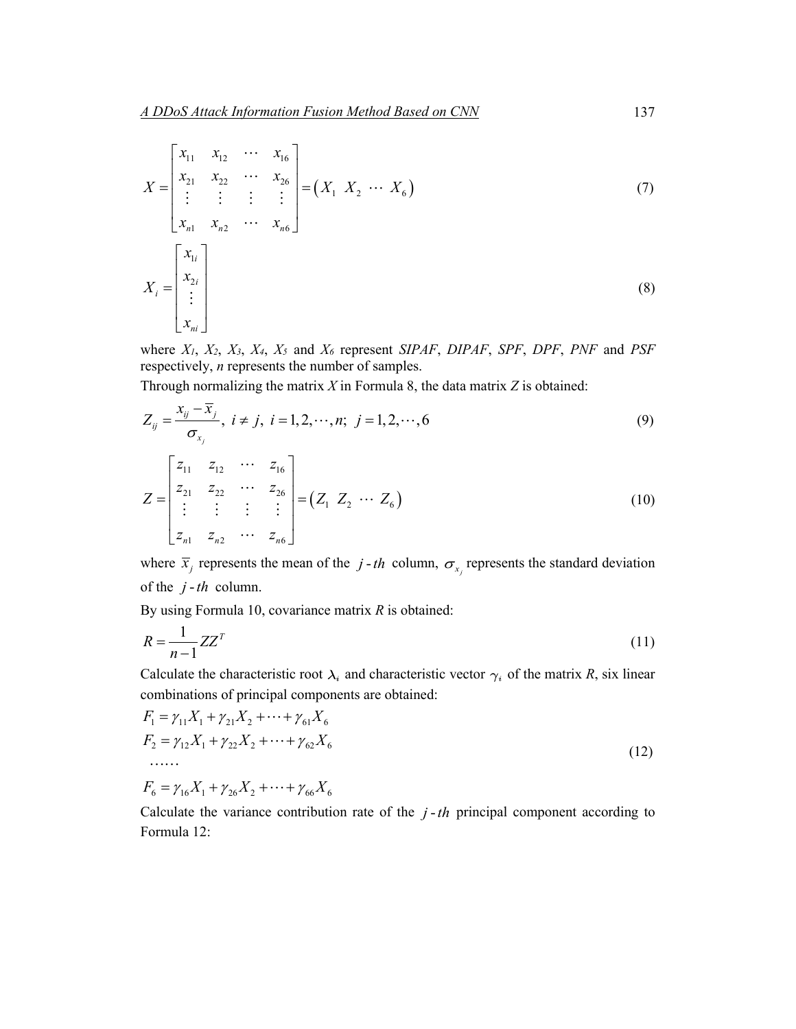$$X = \begin{bmatrix} x_{11} & x_{12} & \cdots & x_{16} \\ x_{21} & x_{22} & \cdots & x_{26} \\ \vdots & \vdots & \vdots & \vdots \\ x_{n1} & x_{n2} & \cdots & x_{n6} \end{bmatrix} = \left( X_1 \ X_2 \ \cdots \ X_6 \right) \tag{7}$$

$$X_i = \begin{bmatrix} x_{1i} \\ x_{2i} \\ \vdots \\ x_{ni} \end{bmatrix} \tag{8}$$

where $X_1$, $X_2$, $X_3$, $X_4$, $X_5$ and $X_6$ represent *SIPAF*, *DIPAF*, *SPF*, *DPF*, *PNF* and *PSF* respectively, $n$ represents the number of samples.

Through normalizing the matrix $X$ in Formula 8, the data matrix $Z$ is obtained:

$$Z_{ij} = \frac{x_{ij} - \overline{x}_j}{\sigma_{x_j}}, \ i \neq j, \ i = 1, 2, \cdots, n; \ j = 1, 2, \cdots, 6 \tag{9}$$

$$Z = \begin{bmatrix} z_{11} & z_{12} & \cdots & z_{16} \\ z_{21} & z_{22} & \cdots & z_{26} \\ \vdots & \vdots & \vdots & \vdots \\ z_{n1} & z_{n2} & \cdots & z_{n6} \end{bmatrix} = \left( Z_1 \ Z_2 \ \cdots \ Z_6 \right) \tag{10}$$

where $\overline{x}_j$ represents the mean of the $j\text{-}th$ column, $\sigma_{x_j}$ represents the standard deviation of the $j\text{-}th$ column.

By using Formula 10, covariance matrix $R$ is obtained:

$$R = \frac{1}{n-1} Z Z^T \tag{11}$$

Calculate the characteristic root $\lambda_i$ and characteristic vector $\gamma_i$ of the matrix $R$, six linear combinations of principal components are obtained:

$$\begin{aligned} F_1 &= \gamma_{11} X_1 + \gamma_{21} X_2 + \cdots + \gamma_{61} X_6 \\ F_2 &= \gamma_{12} X_1 + \gamma_{22} X_2 + \cdots + \gamma_{62} X_6 \\ &\cdots\cdots \\ F_6 &= \gamma_{16} X_1 + \gamma_{26} X_2 + \cdots + \gamma_{66} X_6 \end{aligned} \tag{12}$$

Calculate the variance contribution rate of the $j\text{-}th$ principal component according to Formula 12: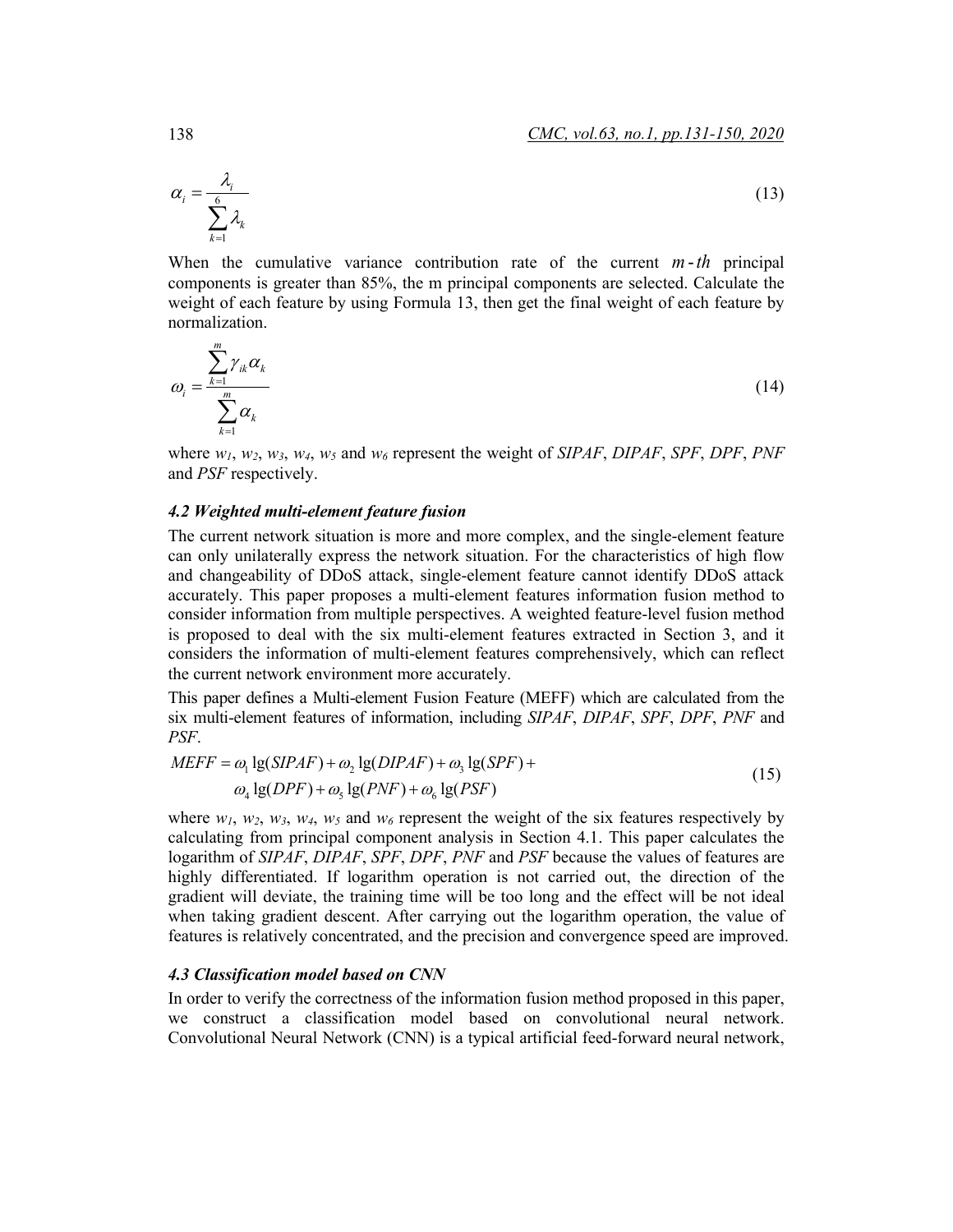$$\alpha_i = \frac{\lambda_i}{\sum_{k=1}^{6} \lambda_k} \tag{13}$$

When the cumulative variance contribution rate of the current $m$-$th$ principal components is greater than 85%, the m principal components are selected. Calculate the weight of each feature by using Formula 13, then get the final weight of each feature by normalization.

$$\omega_i = \frac{\sum_{k=1}^{m} \gamma_{ik} \alpha_k}{\sum_{k=1}^{m} \alpha_k} \tag{14}$$

where $w_1$, $w_2$, $w_3$, $w_4$, $w_5$ and $w_6$ represent the weight of *SIPAF*, *DIPAF*, *SPF*, *DPF*, *PNF* and *PSF* respectively.

### *4.2 Weighted multi-element feature fusion*

The current network situation is more and more complex, and the single-element feature can only unilaterally express the network situation. For the characteristics of high flow and changeability of DDoS attack, single-element feature cannot identify DDoS attack accurately. This paper proposes a multi-element features information fusion method to consider information from multiple perspectives. A weighted feature-level fusion method is proposed to deal with the six multi-element features extracted in Section 3, and it considers the information of multi-element features comprehensively, which can reflect the current network environment more accurately.

This paper defines a Multi-element Fusion Feature (MEFF) which are calculated from the six multi-element features of information, including *SIPAF*, *DIPAF*, *SPF*, *DPF*, *PNF* and *PSF*.

$$\begin{aligned} MEFF = {} & \omega_1 \lg(SIPAF) + \omega_2 \lg(DIPAF) + \omega_3 \lg(SPF) + \\ & \omega_4 \lg(DPF) + \omega_5 \lg(PNF) + \omega_6 \lg(PSF) \end{aligned} \tag{15}$$

where $w_1$, $w_2$, $w_3$, $w_4$, $w_5$ and $w_6$ represent the weight of the six features respectively by calculating from principal component analysis in Section 4.1. This paper calculates the logarithm of *SIPAF*, *DIPAF*, *SPF*, *DPF*, *PNF* and *PSF* because the values of features are highly differentiated. If logarithm operation is not carried out, the direction of the gradient will deviate, the training time will be too long and the effect will be not ideal when taking gradient descent. After carrying out the logarithm operation, the value of features is relatively concentrated, and the precision and convergence speed are improved.

### *4.3 Classification model based on CNN*

In order to verify the correctness of the information fusion method proposed in this paper, we construct a classification model based on convolutional neural network. Convolutional Neural Network (CNN) is a typical artificial feed-forward neural network,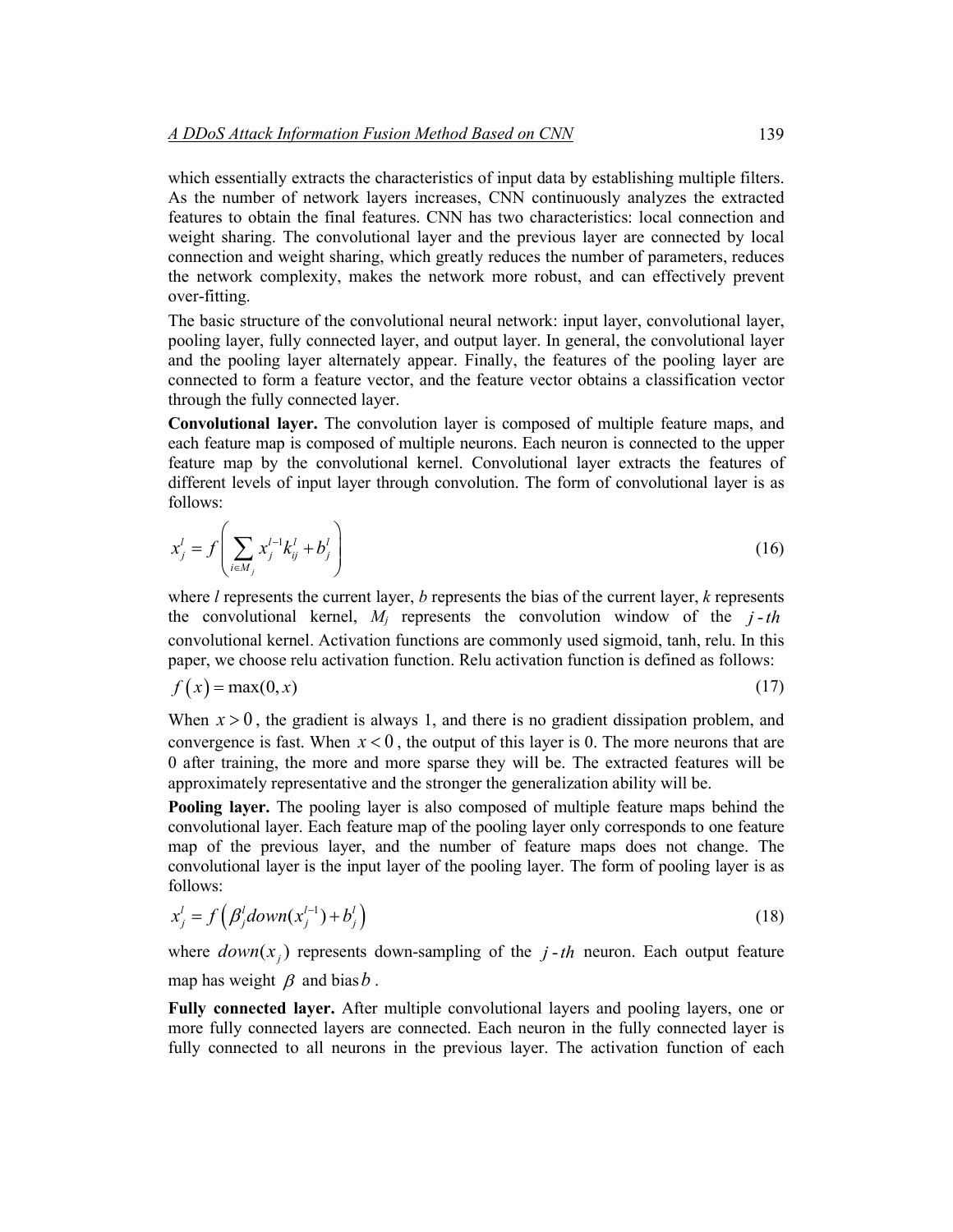which essentially extracts the characteristics of input data by establishing multiple filters. As the number of network layers increases, CNN continuously analyzes the extracted features to obtain the final features. CNN has two characteristics: local connection and weight sharing. The convolutional layer and the previous layer are connected by local connection and weight sharing, which greatly reduces the number of parameters, reduces the network complexity, makes the network more robust, and can effectively prevent over-fitting.

The basic structure of the convolutional neural network: input layer, convolutional layer, pooling layer, fully connected layer, and output layer. In general, the convolutional layer and the pooling layer alternately appear. Finally, the features of the pooling layer are connected to form a feature vector, and the feature vector obtains a classification vector through the fully connected layer.

**Convolutional layer.** The convolution layer is composed of multiple feature maps, and each feature map is composed of multiple neurons. Each neuron is connected to the upper feature map by the convolutional kernel. Convolutional layer extracts the features of different levels of input layer through convolution. The form of convolutional layer is as follows:

$$x_j^l = f\left(\sum_{i \in M_j} x_j^{l-1} k_{ij}^l + b_j^l\right) \tag{16}$$

where *l* represents the current layer, *b* represents the bias of the current layer, *k* represents the convolutional kernel, $M_j$ represents the convolution window of the $j$-$th$ convolutional kernel. Activation functions are commonly used sigmoid, tanh, relu. In this paper, we choose relu activation function. Relu activation function is defined as follows:

$$f(x) = \max(0, x) \tag{17}$$

When $x > 0$, the gradient is always 1, and there is no gradient dissipation problem, and convergence is fast. When $x < 0$, the output of this layer is 0. The more neurons that are 0 after training, the more and more sparse they will be. The extracted features will be approximately representative and the stronger the generalization ability will be.

**Pooling layer.** The pooling layer is also composed of multiple feature maps behind the convolutional layer. Each feature map of the pooling layer only corresponds to one feature map of the previous layer, and the number of feature maps does not change. The convolutional layer is the input layer of the pooling layer. The form of pooling layer is as follows:

$$x_j^l = f\left(\beta_j^l down(x_j^{l-1}) + b_j^l\right) \tag{18}$$

where $down(x_j)$ represents down-sampling of the $j$-$th$ neuron. Each output feature map has weight $\beta$ and bias $b$.

**Fully connected layer.** After multiple convolutional layers and pooling layers, one or more fully connected layers are connected. Each neuron in the fully connected layer is fully connected to all neurons in the previous layer. The activation function of each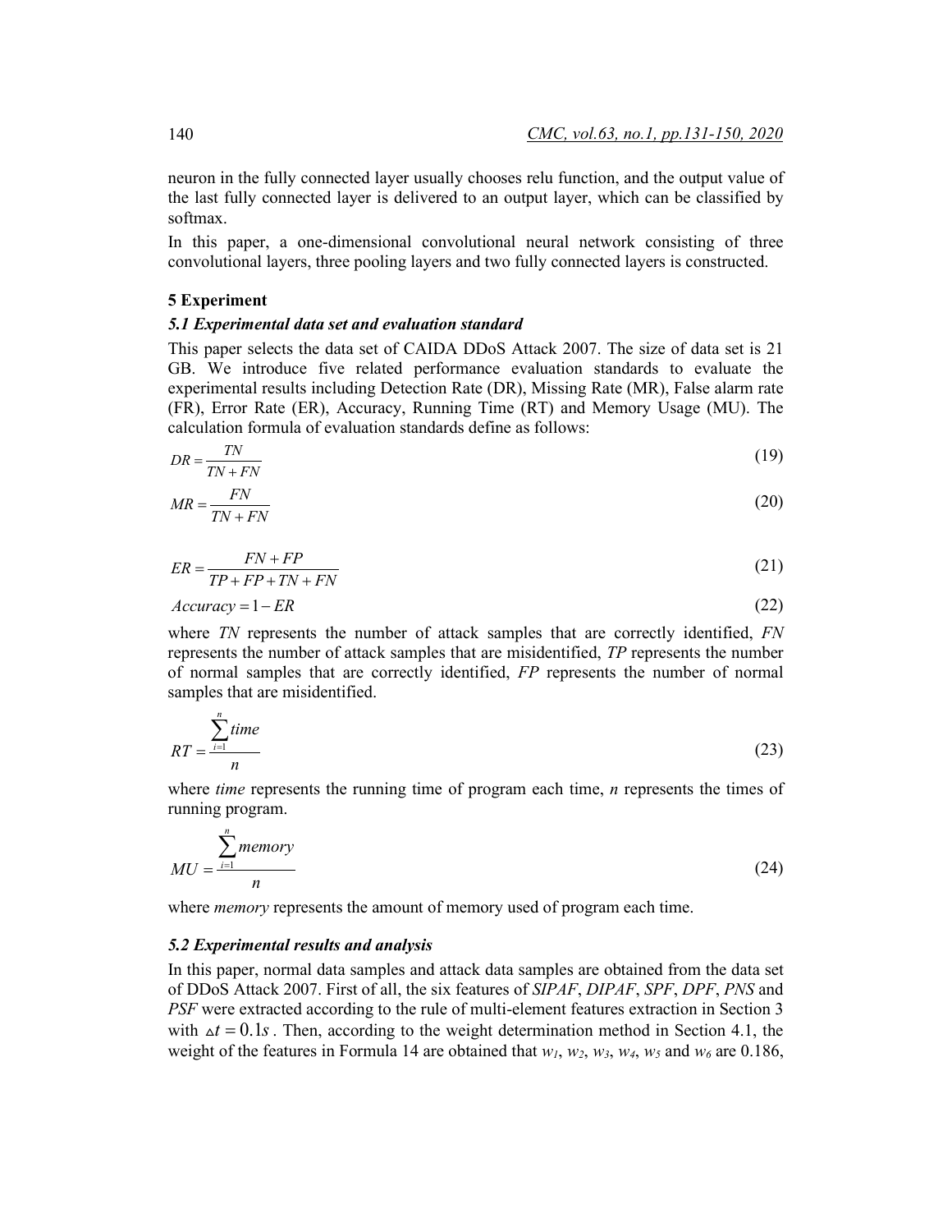neuron in the fully connected layer usually chooses relu function, and the output value of the last fully connected layer is delivered to an output layer, which can be classified by softmax.

In this paper, a one-dimensional convolutional neural network consisting of three convolutional layers, three pooling layers and two fully connected layers is constructed.

## 5 Experiment

### *5.1 Experimental data set and evaluation standard*

This paper selects the data set of CAIDA DDoS Attack 2007. The size of data set is 21 GB. We introduce five related performance evaluation standards to evaluate the experimental results including Detection Rate (DR), Missing Rate (MR), False alarm rate (FR), Error Rate (ER), Accuracy, Running Time (RT) and Memory Usage (MU). The calculation formula of evaluation standards define as follows:

$$DR = \frac{TN}{TN + FN} \tag{19}$$

$$MR = \frac{FN}{TN + FN} \tag{20}$$

$$ER = \frac{FN + FP}{TP + FP + TN + FN} \tag{21}$$

$$Accuracy = 1 - ER \tag{22}$$

where $TN$ represents the number of attack samples that are correctly identified, $FN$ represents the number of attack samples that are misidentified, $TP$ represents the number of normal samples that are correctly identified, $FP$ represents the number of normal samples that are misidentified.

$$RT = \frac{\sum_{i=1}^{n} time}{n} \tag{23}$$

where $time$ represents the running time of program each time, $n$ represents the times of running program.

$$MU = \frac{\sum_{i=1}^{n} memory}{n} \tag{24}$$

where $memory$ represents the amount of memory used of program each time.

### *5.2 Experimental results and analysis*

In this paper, normal data samples and attack data samples are obtained from the data set of DDoS Attack 2007. First of all, the six features of *SIPAF*, *DIPAF*, *SPF*, *DPF*, *PNS* and *PSF* were extracted according to the rule of multi-element features extraction in Section 3 with $\Delta t = 0.1s$. Then, according to the weight determination method in Section 4.1, the weight of the features in Formula 14 are obtained that $w_1$, $w_2$, $w_3$, $w_4$, $w_5$ and $w_6$ are 0.186,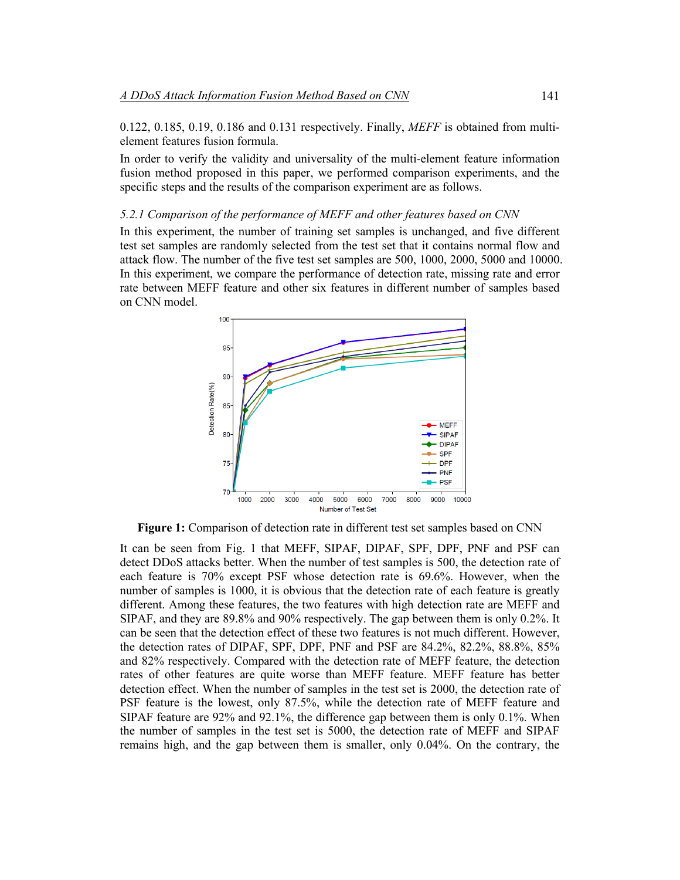0.122, 0.185, 0.19, 0.186 and 0.131 respectively. Finally, *MEFF* is obtained from multi-element features fusion formula.

In order to verify the validity and universality of the multi-element feature information fusion method proposed in this paper, we performed comparison experiments, and the specific steps and the results of the comparison experiment are as follows.

*5.2.1 Comparison of the performance of MEFF and other features based on CNN*

In this experiment, the number of training set samples is unchanged, and five different test set samples are randomly selected from the test set that it contains normal flow and attack flow. The number of the five test set samples are 500, 1000, 2000, 5000 and 10000. In this experiment, we compare the performance of detection rate, missing rate and error rate between MEFF feature and other six features in different number of samples based on CNN model.

**Figure 1:** Comparison of detection rate in different test set samples based on CNN

It can be seen from Fig. 1 that MEFF, SIPAF, DIPAF, SPF, DPF, PNF and PSF can detect DDoS attacks better. When the number of test samples is 500, the detection rate of each feature is 70% except PSF whose detection rate is 69.6%. However, when the number of samples is 1000, it is obvious that the detection rate of each feature is greatly different. Among these features, the two features with high detection rate are MEFF and SIPAF, and they are 89.8% and 90% respectively. The gap between them is only 0.2%. It can be seen that the detection effect of these two features is not much different. However, the detection rates of DIPAF, SPF, DPF, PNF and PSF are 84.2%, 82.2%, 88.8%, 85% and 82% respectively. Compared with the detection rate of MEFF feature, the detection rates of other features are quite worse than MEFF feature. MEFF feature has better detection effect. When the number of samples in the test set is 2000, the detection rate of PSF feature is the lowest, only 87.5%, while the detection rate of MEFF feature and SIPAF feature are 92% and 92.1%, the difference gap between them is only 0.1%. When the number of samples in the test set is 5000, the detection rate of MEFF and SIPAF remains high, and the gap between them is smaller, only 0.04%. On the contrary, the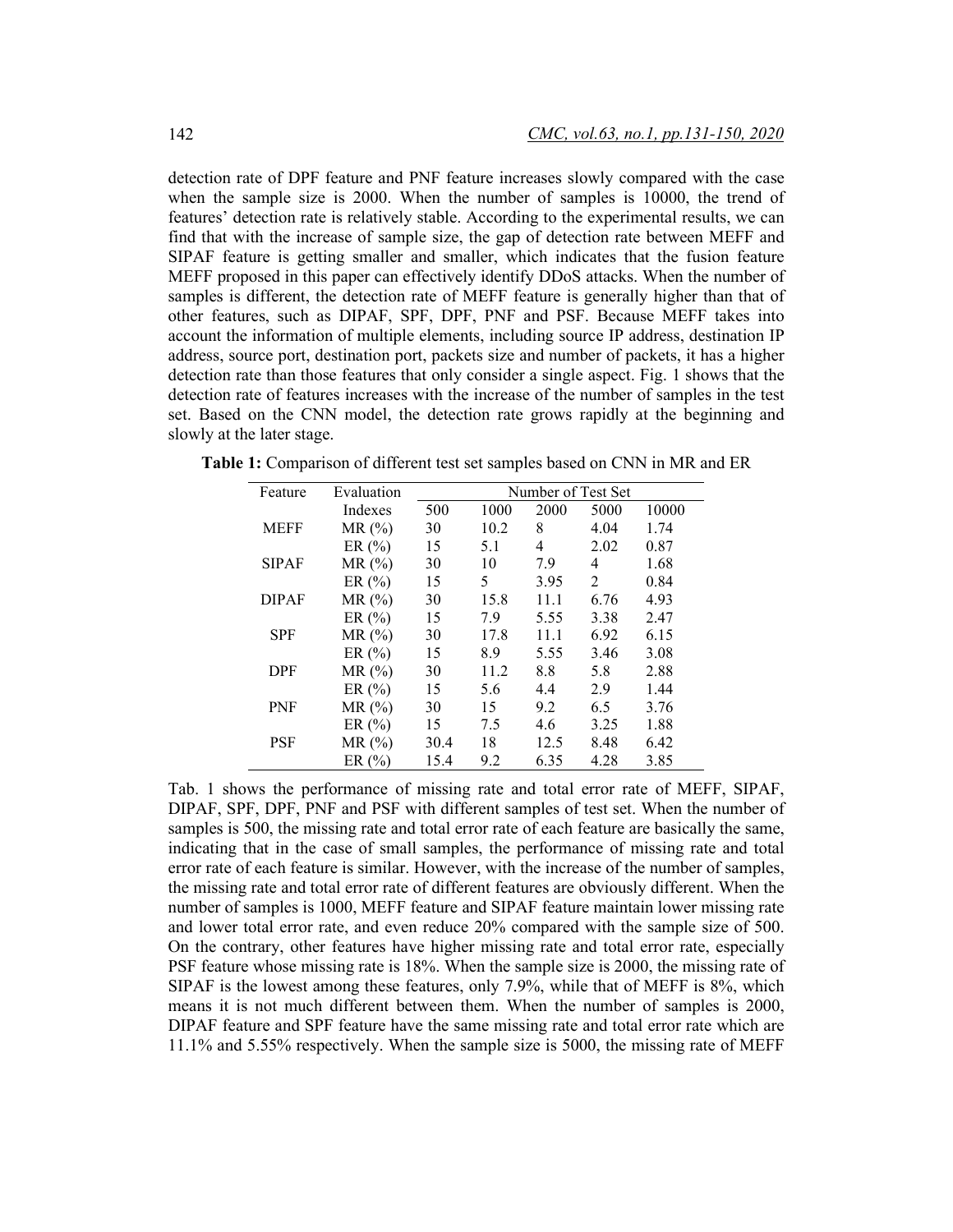detection rate of DPF feature and PNF feature increases slowly compared with the case when the sample size is 2000. When the number of samples is 10000, the trend of features' detection rate is relatively stable. According to the experimental results, we can find that with the increase of sample size, the gap of detection rate between MEFF and SIPAF feature is getting smaller and smaller, which indicates that the fusion feature MEFF proposed in this paper can effectively identify DDoS attacks. When the number of samples is different, the detection rate of MEFF feature is generally higher than that of other features, such as DIPAF, SPF, DPF, PNF and PSF. Because MEFF takes into account the information of multiple elements, including source IP address, destination IP address, source port, destination port, packets size and number of packets, it has a higher detection rate than those features that only consider a single aspect. Fig. 1 shows that the detection rate of features increases with the increase of the number of samples in the test set. Based on the CNN model, the detection rate grows rapidly at the beginning and slowly at the later stage.

**Table 1:** Comparison of different test set samples based on CNN in MR and ER

| Feature | Evaluation Indexes | Number of Test Set | | | | |
|---|---|---|---|---|---|---|
| | | 500 | 1000 | 2000 | 5000 | 10000 |
| MEFF | MR (%) | 30 | 10.2 | 8 | 4.04 | 1.74 |
| | ER (%) | 15 | 5.1 | 4 | 2.02 | 0.87 |
| SIPAF | MR (%) | 30 | 10 | 7.9 | 4 | 1.68 |
| | ER (%) | 15 | 5 | 3.95 | 2 | 0.84 |
| DIPAF | MR (%) | 30 | 15.8 | 11.1 | 6.76 | 4.93 |
| | ER (%) | 15 | 7.9 | 5.55 | 3.38 | 2.47 |
| SPF | MR (%) | 30 | 17.8 | 11.1 | 6.92 | 6.15 |
| | ER (%) | 15 | 8.9 | 5.55 | 3.46 | 3.08 |
| DPF | MR (%) | 30 | 11.2 | 8.8 | 5.8 | 2.88 |
| | ER (%) | 15 | 5.6 | 4.4 | 2.9 | 1.44 |
| PNF | MR (%) | 30 | 15 | 9.2 | 6.5 | 3.76 |
| | ER (%) | 15 | 7.5 | 4.6 | 3.25 | 1.88 |
| PSF | MR (%) | 30.4 | 18 | 12.5 | 8.48 | 6.42 |
| | ER (%) | 15.4 | 9.2 | 6.35 | 4.28 | 3.85 |

Tab. 1 shows the performance of missing rate and total error rate of MEFF, SIPAF, DIPAF, SPF, DPF, PNF and PSF with different samples of test set. When the number of samples is 500, the missing rate and total error rate of each feature are basically the same, indicating that in the case of small samples, the performance of missing rate and total error rate of each feature is similar. However, with the increase of the number of samples, the missing rate and total error rate of different features are obviously different. When the number of samples is 1000, MEFF feature and SIPAF feature maintain lower missing rate and lower total error rate, and even reduce 20% compared with the sample size of 500. On the contrary, other features have higher missing rate and total error rate, especially PSF feature whose missing rate is 18%. When the sample size is 2000, the missing rate of SIPAF is the lowest among these features, only 7.9%, while that of MEFF is 8%, which means it is not much different between them. When the number of samples is 2000, DIPAF feature and SPF feature have the same missing rate and total error rate which are 11.1% and 5.55% respectively. When the sample size is 5000, the missing rate of MEFF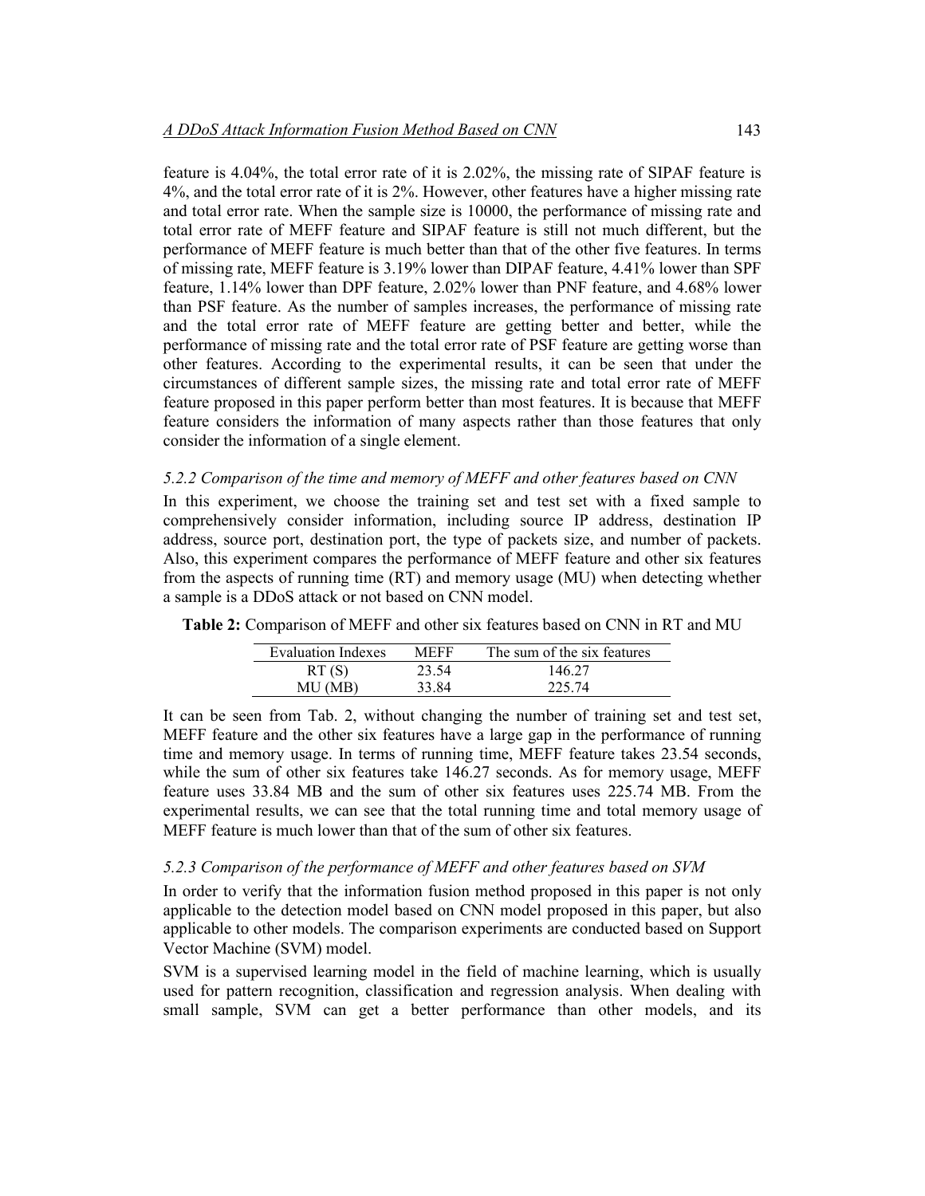feature is 4.04%, the total error rate of it is 2.02%, the missing rate of SIPAF feature is 4%, and the total error rate of it is 2%. However, other features have a higher missing rate and total error rate. When the sample size is 10000, the performance of missing rate and total error rate of MEFF feature and SIPAF feature is still not much different, but the performance of MEFF feature is much better than that of the other five features. In terms of missing rate, MEFF feature is 3.19% lower than DIPAF feature, 4.41% lower than SPF feature, 1.14% lower than DPF feature, 2.02% lower than PNF feature, and 4.68% lower than PSF feature. As the number of samples increases, the performance of missing rate and the total error rate of MEFF feature are getting better and better, while the performance of missing rate and the total error rate of PSF feature are getting worse than other features. According to the experimental results, it can be seen that under the circumstances of different sample sizes, the missing rate and total error rate of MEFF feature proposed in this paper perform better than most features. It is because that MEFF feature considers the information of many aspects rather than those features that only consider the information of a single element.

#### *5.2.2 Comparison of the time and memory of MEFF and other features based on CNN*

In this experiment, we choose the training set and test set with a fixed sample to comprehensively consider information, including source IP address, destination IP address, source port, destination port, the type of packets size, and number of packets. Also, this experiment compares the performance of MEFF feature and other six features from the aspects of running time (RT) and memory usage (MU) when detecting whether a sample is a DDoS attack or not based on CNN model.

**Table 2:** Comparison of MEFF and other six features based on CNN in RT and MU

| Evaluation Indexes | MEFF | The sum of the six features |
| --- | --- | --- |
| RT (S) | 23.54 | 146.27 |
| MU (MB) | 33.84 | 225.74 |

It can be seen from Tab. 2, without changing the number of training set and test set, MEFF feature and the other six features have a large gap in the performance of running time and memory usage. In terms of running time, MEFF feature takes 23.54 seconds, while the sum of other six features take 146.27 seconds. As for memory usage, MEFF feature uses 33.84 MB and the sum of other six features uses 225.74 MB. From the experimental results, we can see that the total running time and total memory usage of MEFF feature is much lower than that of the sum of other six features.

#### *5.2.3 Comparison of the performance of MEFF and other features based on SVM*

In order to verify that the information fusion method proposed in this paper is not only applicable to the detection model based on CNN model proposed in this paper, but also applicable to other models. The comparison experiments are conducted based on Support Vector Machine (SVM) model.

SVM is a supervised learning model in the field of machine learning, which is usually used for pattern recognition, classification and regression analysis. When dealing with small sample, SVM can get a better performance than other models, and its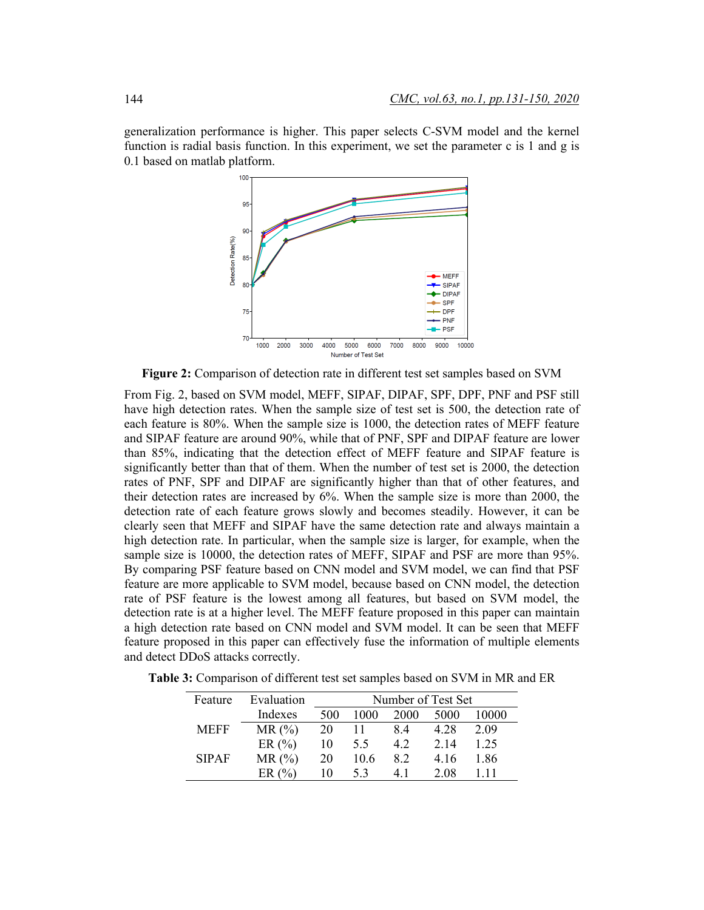generalization performance is higher. This paper selects C-SVM model and the kernel function is radial basis function. In this experiment, we set the parameter c is 1 and g is 0.1 based on matlab platform.

**Figure 2:** Comparison of detection rate in different test set samples based on SVM

From Fig. 2, based on SVM model, MEFF, SIPAF, DIPAF, SPF, DPF, PNF and PSF still have high detection rates. When the sample size of test set is 500, the detection rate of each feature is 80%. When the sample size is 1000, the detection rates of MEFF feature and SIPAF feature are around 90%, while that of PNF, SPF and DIPAF feature are lower than 85%, indicating that the detection effect of MEFF feature and SIPAF feature is significantly better than that of them. When the number of test set is 2000, the detection rates of PNF, SPF and DIPAF are significantly higher than that of other features, and their detection rates are increased by 6%. When the sample size is more than 2000, the detection rate of each feature grows slowly and becomes steadily. However, it can be clearly seen that MEFF and SIPAF have the same detection rate and always maintain a high detection rate. In particular, when the sample size is larger, for example, when the sample size is 10000, the detection rates of MEFF, SIPAF and PSF are more than 95%. By comparing PSF feature based on CNN model and SVM model, we can find that PSF feature are more applicable to SVM model, because based on CNN model, the detection rate of PSF feature is the lowest among all features, but based on SVM model, the detection rate is at a higher level. The MEFF feature proposed in this paper can maintain a high detection rate based on CNN model and SVM model. It can be seen that MEFF feature proposed in this paper can effectively fuse the information of multiple elements and detect DDoS attacks correctly.

**Table 3:** Comparison of different test set samples based on SVM in MR and ER

| Feature | Evaluation Indexes | Number of Test Set | | | | |
|---|---|---|---|---|---|---|
| | | 500 | 1000 | 2000 | 5000 | 10000 |
| MEFF | MR (%) | 20 | 11 | 8.4 | 4.28 | 2.09 |
| | ER (%) | 10 | 5.5 | 4.2 | 2.14 | 1.25 |
| SIPAF | MR (%) | 20 | 10.6 | 8.2 | 4.16 | 1.86 |
| | ER (%) | 10 | 5.3 | 4.1 | 2.08 | 1.11 |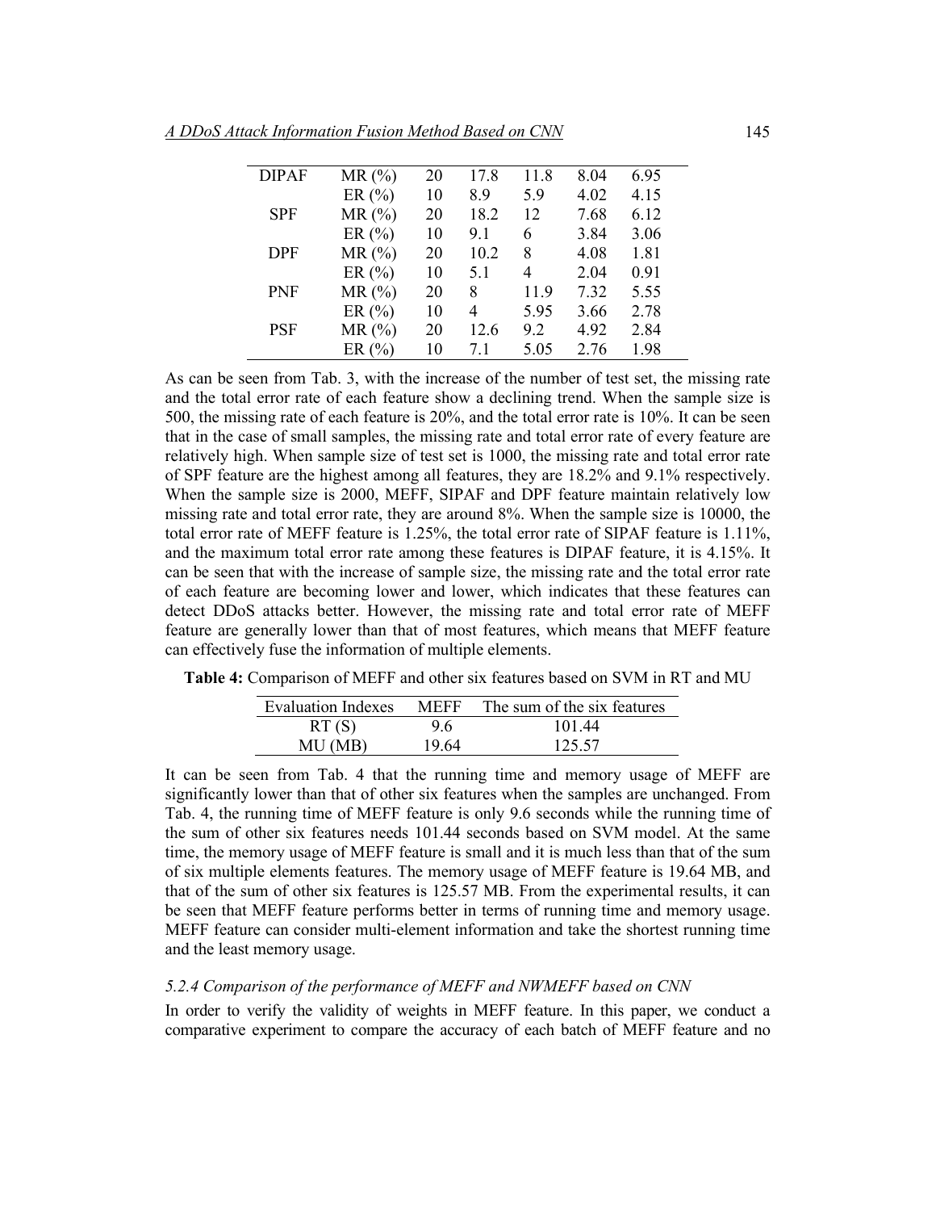| DIPAF | MR (%) | 20 | 17.8 | 11.8 | 8.04 | 6.95 |
|---|---|---|---|---|---|---|
| | ER (%) | 10 | 8.9 | 5.9 | 4.02 | 4.15 |
| SPF | MR (%) | 20 | 18.2 | 12 | 7.68 | 6.12 |
| | ER (%) | 10 | 9.1 | 6 | 3.84 | 3.06 |
| DPF | MR (%) | 20 | 10.2 | 8 | 4.08 | 1.81 |
| | ER (%) | 10 | 5.1 | 4 | 2.04 | 0.91 |
| PNF | MR (%) | 20 | 8 | 11.9 | 7.32 | 5.55 |
| | ER (%) | 10 | 4 | 5.95 | 3.66 | 2.78 |
| PSF | MR (%) | 20 | 12.6 | 9.2 | 4.92 | 2.84 |
| | ER (%) | 10 | 7.1 | 5.05 | 2.76 | 1.98 |

As can be seen from Tab. 3, with the increase of the number of test set, the missing rate and the total error rate of each feature show a declining trend. When the sample size is 500, the missing rate of each feature is 20%, and the total error rate is 10%. It can be seen that in the case of small samples, the missing rate and total error rate of every feature are relatively high. When sample size of test set is 1000, the missing rate and total error rate of SPF feature are the highest among all features, they are 18.2% and 9.1% respectively. When the sample size is 2000, MEFF, SIPAF and DPF feature maintain relatively low missing rate and total error rate, they are around 8%. When the sample size is 10000, the total error rate of MEFF feature is 1.25%, the total error rate of SIPAF feature is 1.11%, and the maximum total error rate among these features is DIPAF feature, it is 4.15%. It can be seen that with the increase of sample size, the missing rate and the total error rate of each feature are becoming lower and lower, which indicates that these features can detect DDoS attacks better. However, the missing rate and total error rate of MEFF feature are generally lower than that of most features, which means that MEFF feature can effectively fuse the information of multiple elements.

**Table 4:** Comparison of MEFF and other six features based on SVM in RT and MU

| Evaluation Indexes | MEFF | The sum of the six features |
|---|---|---|
| RT (S) | 9.6 | 101.44 |
| MU (MB) | 19.64 | 125.57 |

It can be seen from Tab. 4 that the running time and memory usage of MEFF are significantly lower than that of other six features when the samples are unchanged. From Tab. 4, the running time of MEFF feature is only 9.6 seconds while the running time of the sum of other six features needs 101.44 seconds based on SVM model. At the same time, the memory usage of MEFF feature is small and it is much less than that of the sum of six multiple elements features. The memory usage of MEFF feature is 19.64 MB, and that of the sum of other six features is 125.57 MB. From the experimental results, it can be seen that MEFF feature performs better in terms of running time and memory usage. MEFF feature can consider multi-element information and take the shortest running time and the least memory usage.

#### *5.2.4 Comparison of the performance of MEFF and NWMEFF based on CNN*

In order to verify the validity of weights in MEFF feature. In this paper, we conduct a comparative experiment to compare the accuracy of each batch of MEFF feature and no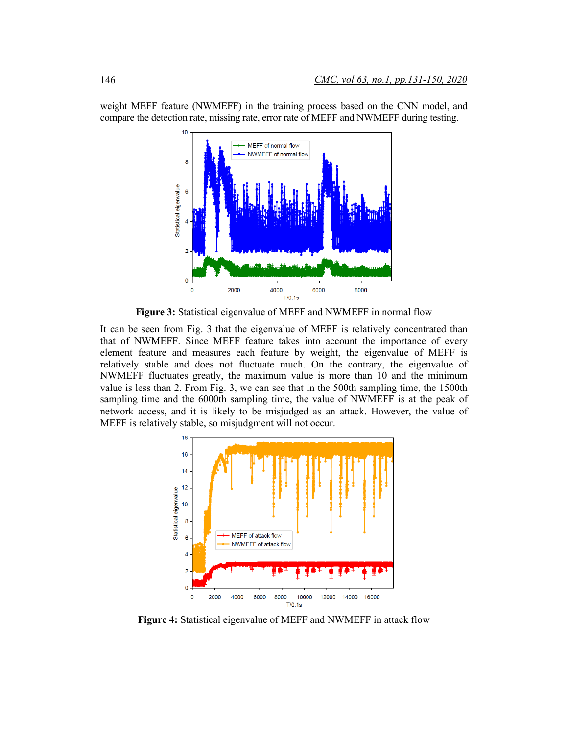weight MEFF feature (NWMEFF) in the training process based on the CNN model, and compare the detection rate, missing rate, error rate of MEFF and NWMEFF during testing.

**Figure 3:** Statistical eigenvalue of MEFF and NWMEFF in normal flow

It can be seen from Fig. 3 that the eigenvalue of MEFF is relatively concentrated than that of NWMEFF. Since MEFF feature takes into account the importance of every element feature and measures each feature by weight, the eigenvalue of MEFF is relatively stable and does not fluctuate much. On the contrary, the eigenvalue of NWMEFF fluctuates greatly, the maximum value is more than 10 and the minimum value is less than 2. From Fig. 3, we can see that in the 500th sampling time, the 1500th sampling time and the 6000th sampling time, the value of NWMEFF is at the peak of network access, and it is likely to be misjudged as an attack. However, the value of MEFF is relatively stable, so misjudgment will not occur.

**Figure 4:** Statistical eigenvalue of MEFF and NWMEFF in attack flow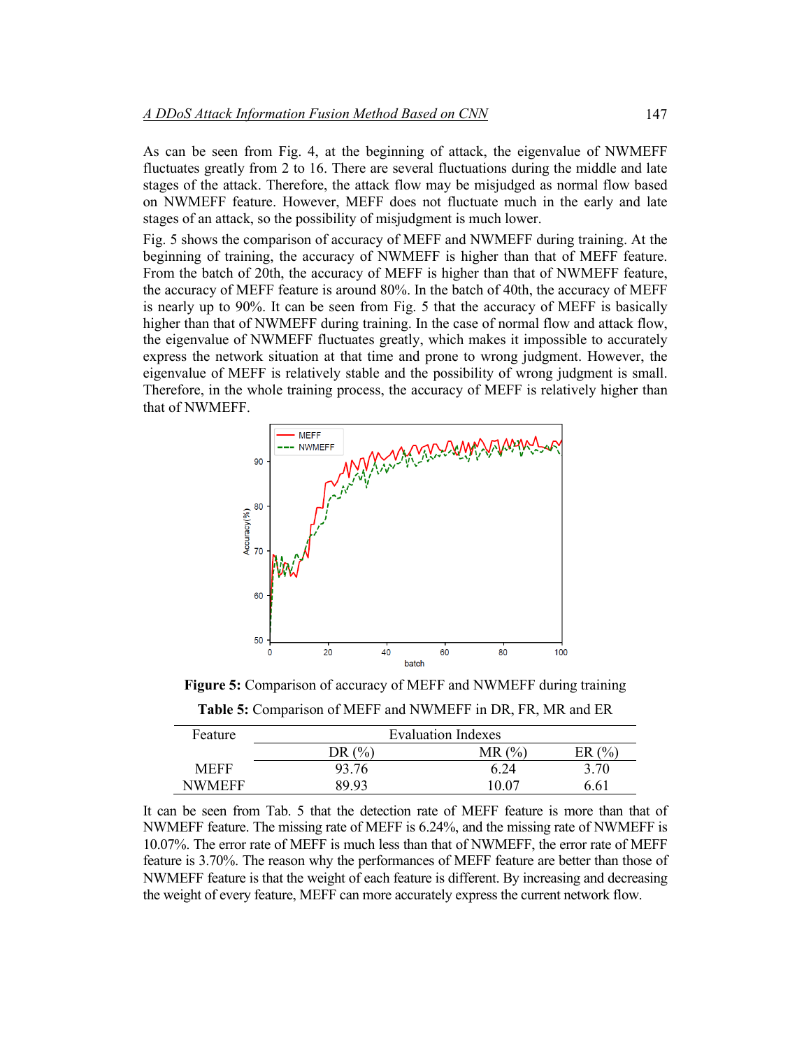As can be seen from Fig. 4, at the beginning of attack, the eigenvalue of NWMEFF fluctuates greatly from 2 to 16. There are several fluctuations during the middle and late stages of the attack. Therefore, the attack flow may be misjudged as normal flow based on NWMEFF feature. However, MEFF does not fluctuate much in the early and late stages of an attack, so the possibility of misjudgment is much lower.

Fig. 5 shows the comparison of accuracy of MEFF and NWMEFF during training. At the beginning of training, the accuracy of NWMEFF is higher than that of MEFF feature. From the batch of 20th, the accuracy of MEFF is higher than that of NWMEFF feature, the accuracy of MEFF feature is around 80%. In the batch of 40th, the accuracy of MEFF is nearly up to 90%. It can be seen from Fig. 5 that the accuracy of MEFF is basically higher than that of NWMEFF during training. In the case of normal flow and attack flow, the eigenvalue of NWMEFF fluctuates greatly, which makes it impossible to accurately express the network situation at that time and prone to wrong judgment. However, the eigenvalue of MEFF is relatively stable and the possibility of wrong judgment is small. Therefore, in the whole training process, the accuracy of MEFF is relatively higher than that of NWMEFF.

**Figure 5:** Comparison of accuracy of MEFF and NWMEFF during training

**Table 5:** Comparison of MEFF and NWMEFF in DR, FR, MR and ER

| Feature | Evaluation Indexes | | |
|---|---|---|---|
| | DR (%) | MR (%) | ER (%) |
| MEFF | 93.76 | 6.24 | 3.70 |
| NWMEFF | 89.93 | 10.07 | 6.61 |

It can be seen from Tab. 5 that the detection rate of MEFF feature is more than that of NWMEFF feature. The missing rate of MEFF is 6.24%, and the missing rate of NWMEFF is 10.07%. The error rate of MEFF is much less than that of NWMEFF, the error rate of MEFF feature is 3.70%. The reason why the performances of MEFF feature are better than those of NWMEFF feature is that the weight of each feature is different. By increasing and decreasing the weight of every feature, MEFF can more accurately express the current network flow.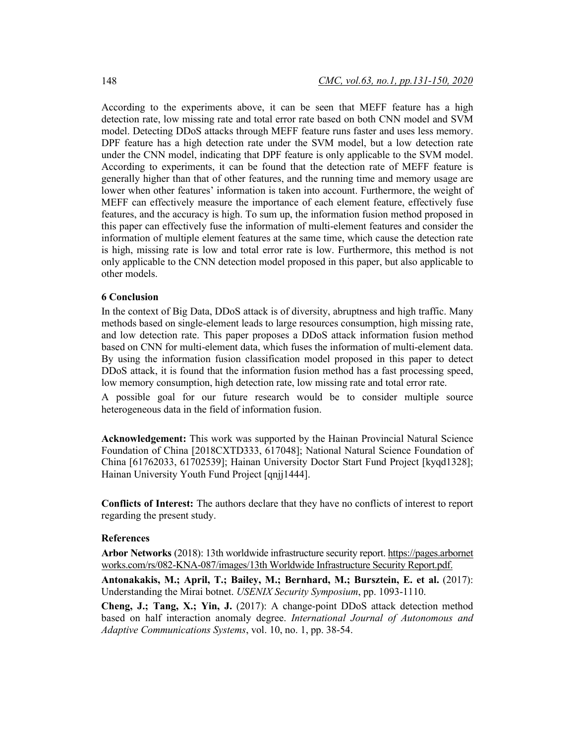According to the experiments above, it can be seen that MEFF feature has a high detection rate, low missing rate and total error rate based on both CNN model and SVM model. Detecting DDoS attacks through MEFF feature runs faster and uses less memory. DPF feature has a high detection rate under the SVM model, but a low detection rate under the CNN model, indicating that DPF feature is only applicable to the SVM model. According to experiments, it can be found that the detection rate of MEFF feature is generally higher than that of other features, and the running time and memory usage are lower when other features' information is taken into account. Furthermore, the weight of MEFF can effectively measure the importance of each element feature, effectively fuse features, and the accuracy is high. To sum up, the information fusion method proposed in this paper can effectively fuse the information of multi-element features and consider the information of multiple element features at the same time, which cause the detection rate is high, missing rate is low and total error rate is low. Furthermore, this method is not only applicable to the CNN detection model proposed in this paper, but also applicable to other models.

## 6 Conclusion

In the context of Big Data, DDoS attack is of diversity, abruptness and high traffic. Many methods based on single-element leads to large resources consumption, high missing rate, and low detection rate. This paper proposes a DDoS attack information fusion method based on CNN for multi-element data, which fuses the information of multi-element data. By using the information fusion classification model proposed in this paper to detect DDoS attack, it is found that the information fusion method has a fast processing speed, low memory consumption, high detection rate, low missing rate and total error rate.

A possible goal for our future research would be to consider multiple source heterogeneous data in the field of information fusion.

**Acknowledgement:** This work was supported by the Hainan Provincial Natural Science Foundation of China [2018CXTD333, 617048]; National Natural Science Foundation of China [61762033, 61702539]; Hainan University Doctor Start Fund Project [kyqd1328]; Hainan University Youth Fund Project [qnjj1444].

**Conflicts of Interest:** The authors declare that they have no conflicts of interest to report regarding the present study.

## References

**Arbor Networks** (2018): 13th worldwide infrastructure security report. https://pages.arbornetworks.com/rs/082-KNA-087/images/13th Worldwide Infrastructure Security Report.pdf.

**Antonakakis, M.; April, T.; Bailey, M.; Bernhard, M.; Bursztein, E. et al.** (2017): Understanding the Mirai botnet. *USENIX Security Symposium*, pp. 1093-1110.

**Cheng, J.; Tang, X.; Yin, J.** (2017): A change-point DDoS attack detection method based on half interaction anomaly degree. *International Journal of Autonomous and Adaptive Communications Systems*, vol. 10, no. 1, pp. 38-54.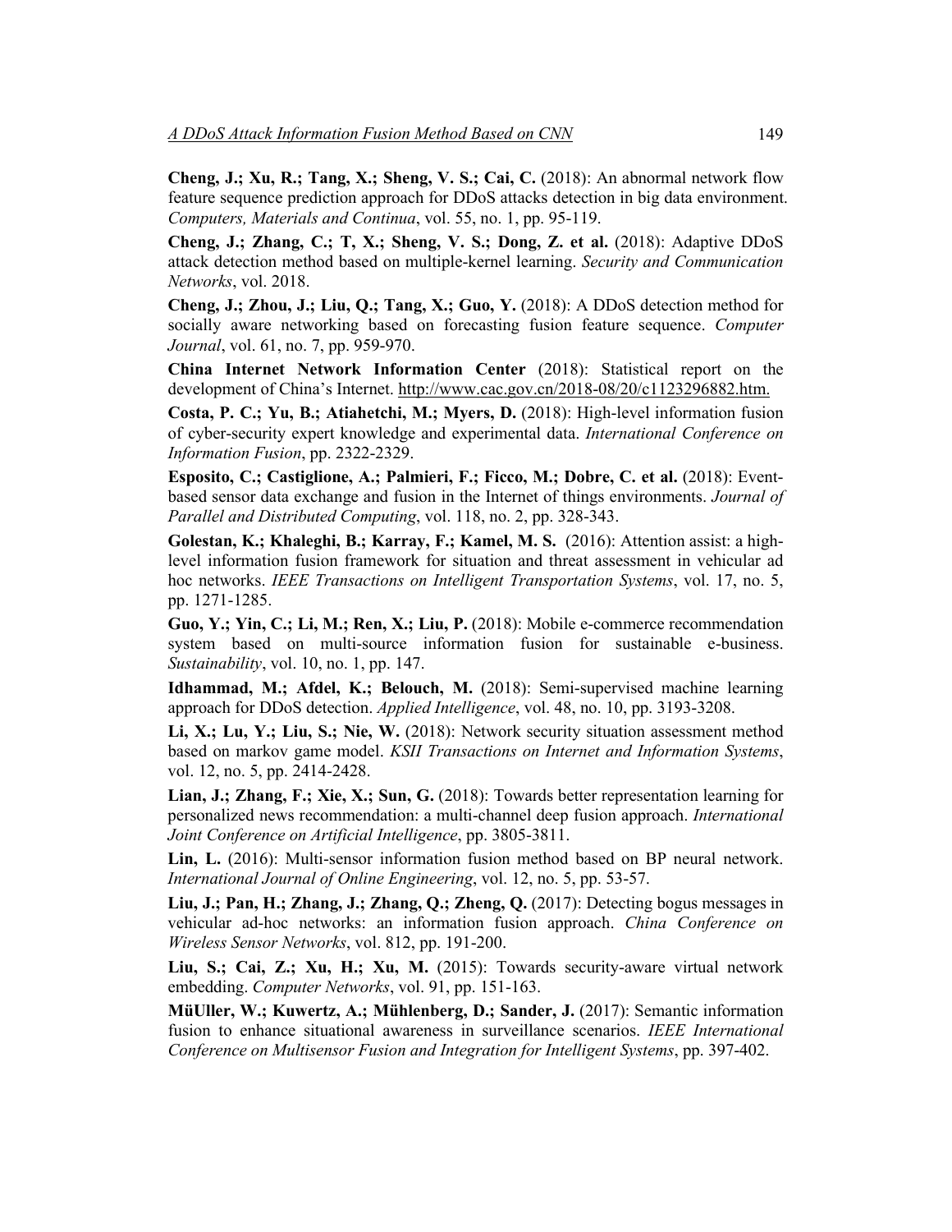**Cheng, J.; Xu, R.; Tang, X.; Sheng, V. S.; Cai, C.** (2018): An abnormal network flow feature sequence prediction approach for DDoS attacks detection in big data environment. *Computers, Materials and Continua*, vol. 55, no. 1, pp. 95-119.

**Cheng, J.; Zhang, C.; T, X.; Sheng, V. S.; Dong, Z. et al.** (2018): Adaptive DDoS attack detection method based on multiple-kernel learning. *Security and Communication Networks*, vol. 2018.

**Cheng, J.; Zhou, J.; Liu, Q.; Tang, X.; Guo, Y.** (2018): A DDoS detection method for socially aware networking based on forecasting fusion feature sequence. *Computer Journal*, vol. 61, no. 7, pp. 959-970.

**China Internet Network Information Center** (2018): Statistical report on the development of China's Internet. http://www.cac.gov.cn/2018-08/20/c1123296882.htm.

**Costa, P. C.; Yu, B.; Atiahetchi, M.; Myers, D.** (2018): High-level information fusion of cyber-security expert knowledge and experimental data. *International Conference on Information Fusion*, pp. 2322-2329.

**Esposito, C.; Castiglione, A.; Palmieri, F.; Ficco, M.; Dobre, C. et al.** (2018): Event-based sensor data exchange and fusion in the Internet of things environments. *Journal of Parallel and Distributed Computing*, vol. 118, no. 2, pp. 328-343.

**Golestan, K.; Khaleghi, B.; Karray, F.; Kamel, M. S.** (2016): Attention assist: a high-level information fusion framework for situation and threat assessment in vehicular ad hoc networks. *IEEE Transactions on Intelligent Transportation Systems*, vol. 17, no. 5, pp. 1271-1285.

**Guo, Y.; Yin, C.; Li, M.; Ren, X.; Liu, P.** (2018): Mobile e-commerce recommendation system based on multi-source information fusion for sustainable e-business. *Sustainability*, vol. 10, no. 1, pp. 147.

**Idhammad, M.; Afdel, K.; Belouch, M.** (2018): Semi-supervised machine learning approach for DDoS detection. *Applied Intelligence*, vol. 48, no. 10, pp. 3193-3208.

**Li, X.; Lu, Y.; Liu, S.; Nie, W.** (2018): Network security situation assessment method based on markov game model. *KSII Transactions on Internet and Information Systems*, vol. 12, no. 5, pp. 2414-2428.

**Lian, J.; Zhang, F.; Xie, X.; Sun, G.** (2018): Towards better representation learning for personalized news recommendation: a multi-channel deep fusion approach. *International Joint Conference on Artificial Intelligence*, pp. 3805-3811.

**Lin, L.** (2016): Multi-sensor information fusion method based on BP neural network. *International Journal of Online Engineering*, vol. 12, no. 5, pp. 53-57.

**Liu, J.; Pan, H.; Zhang, J.; Zhang, Q.; Zheng, Q.** (2017): Detecting bogus messages in vehicular ad-hoc networks: an information fusion approach. *China Conference on Wireless Sensor Networks*, vol. 812, pp. 191-200.

**Liu, S.; Cai, Z.; Xu, H.; Xu, M.** (2015): Towards security-aware virtual network embedding. *Computer Networks*, vol. 91, pp. 151-163.

**MüUller, W.; Kuwertz, A.; Mühlenberg, D.; Sander, J.** (2017): Semantic information fusion to enhance situational awareness in surveillance scenarios. *IEEE International Conference on Multisensor Fusion and Integration for Intelligent Systems*, pp. 397-402.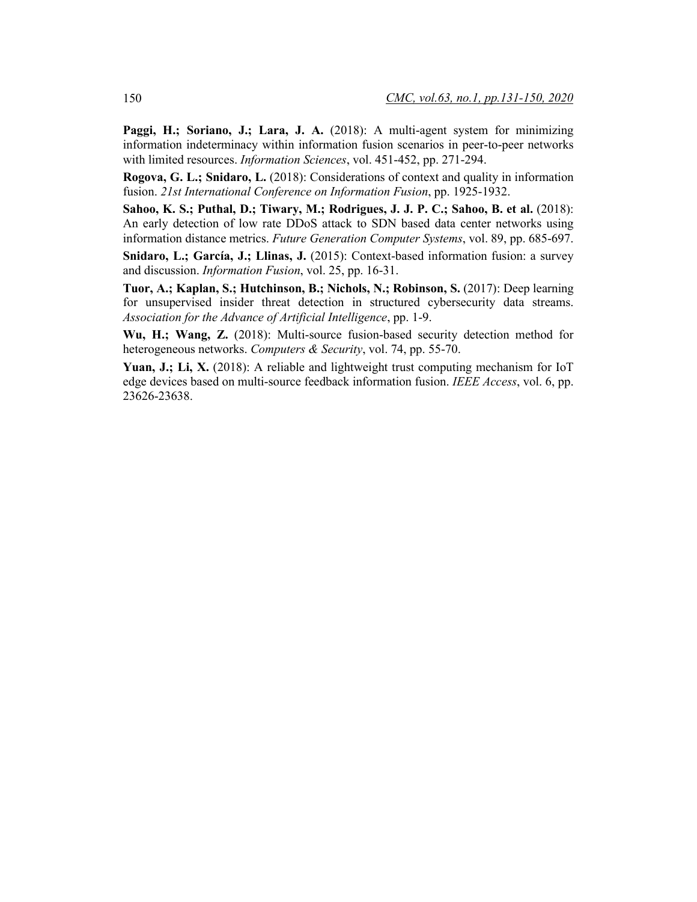**Paggi, H.; Soriano, J.; Lara, J. A.** (2018): A multi-agent system for minimizing information indeterminacy within information fusion scenarios in peer-to-peer networks with limited resources. *Information Sciences*, vol. 451-452, pp. 271-294.

**Rogova, G. L.; Snidaro, L.** (2018): Considerations of context and quality in information fusion. *21st International Conference on Information Fusion*, pp. 1925-1932.

**Sahoo, K. S.; Puthal, D.; Tiwary, M.; Rodrigues, J. J. P. C.; Sahoo, B. et al.** (2018): An early detection of low rate DDoS attack to SDN based data center networks using information distance metrics. *Future Generation Computer Systems*, vol. 89, pp. 685-697.

**Snidaro, L.; García, J.; Llinas, J.** (2015): Context-based information fusion: a survey and discussion. *Information Fusion*, vol. 25, pp. 16-31.

**Tuor, A.; Kaplan, S.; Hutchinson, B.; Nichols, N.; Robinson, S.** (2017): Deep learning for unsupervised insider threat detection in structured cybersecurity data streams. *Association for the Advance of Artificial Intelligence*, pp. 1-9.

**Wu, H.; Wang, Z.** (2018): Multi-source fusion-based security detection method for heterogeneous networks. *Computers & Security*, vol. 74, pp. 55-70.

**Yuan, J.; Li, X.** (2018): A reliable and lightweight trust computing mechanism for IoT edge devices based on multi-source feedback information fusion. *IEEE Access*, vol. 6, pp. 23626-23638.